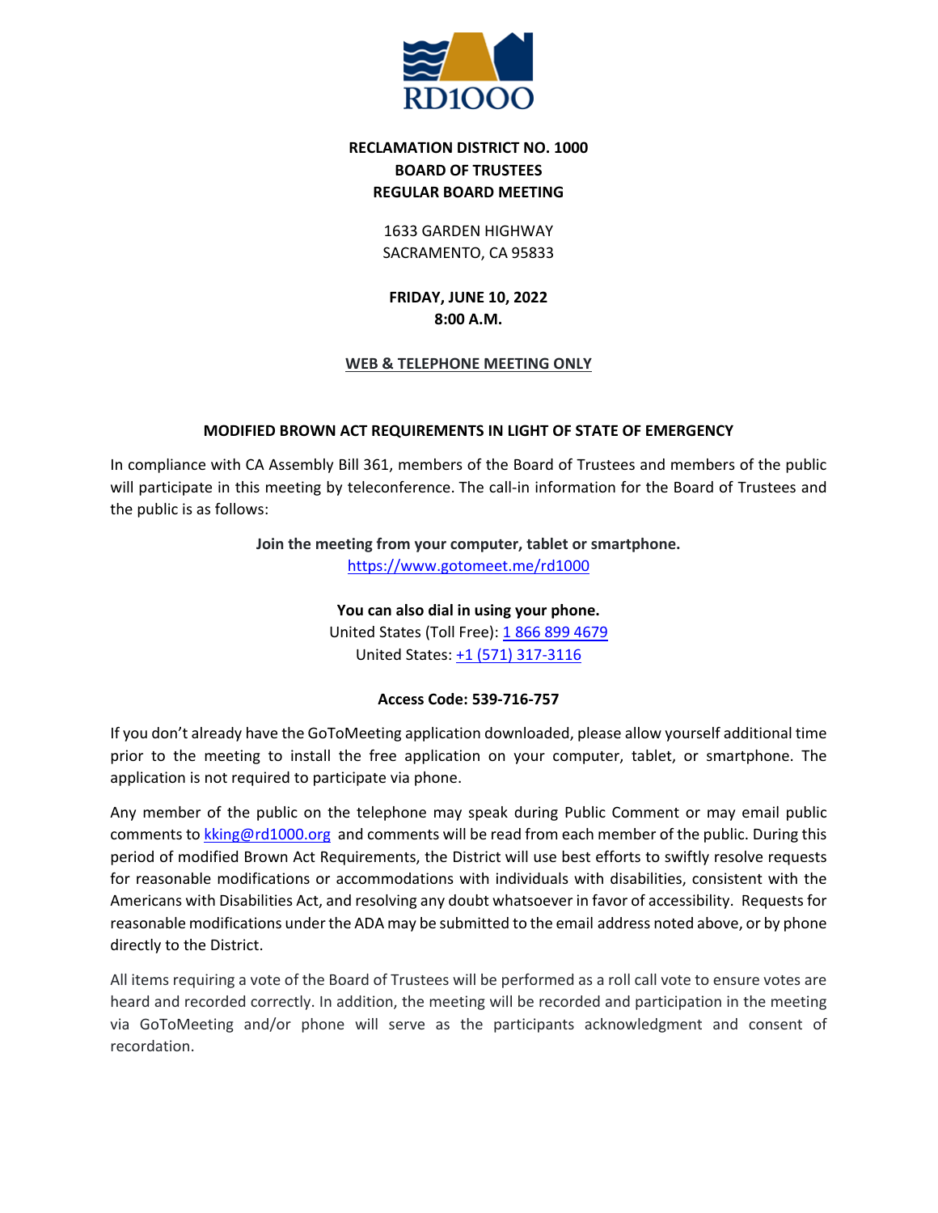RD1000

**RECLAMATION DISTRICT NO. 1000**
**BOARD OF TRUSTEES**
**REGULAR BOARD MEETING**

1633 GARDEN HIGHWAY
SACRAMENTO, CA 95833

**FRIDAY, JUNE 10, 2022**
**8:00 A.M.**

**WEB & TELEPHONE MEETING ONLY**

## MODIFIED BROWN ACT REQUIREMENTS IN LIGHT OF STATE OF EMERGENCY

In compliance with CA Assembly Bill 361, members of the Board of Trustees and members of the public will participate in this meeting by teleconference. The call-in information for the Board of Trustees and the public is as follows:

**Join the meeting from your computer, tablet or smartphone.**
https://www.gotomeet.me/rd1000

**You can also dial in using your phone.**
United States (Toll Free): 1 866 899 4679
United States: +1 (571) 317-3116

**Access Code: 539-716-757**

If you don't already have the GoToMeeting application downloaded, please allow yourself additional time prior to the meeting to install the free application on your computer, tablet, or smartphone. The application is not required to participate via phone.

Any member of the public on the telephone may speak during Public Comment or may email public comments to kking@rd1000.org and comments will be read from each member of the public. During this period of modified Brown Act Requirements, the District will use best efforts to swiftly resolve requests for reasonable modifications or accommodations with individuals with disabilities, consistent with the Americans with Disabilities Act, and resolving any doubt whatsoever in favor of accessibility. Requests for reasonable modifications under the ADA may be submitted to the email address noted above, or by phone directly to the District.

All items requiring a vote of the Board of Trustees will be performed as a roll call vote to ensure votes are heard and recorded correctly. In addition, the meeting will be recorded and participation in the meeting via GoToMeeting and/or phone will serve as the participants acknowledgment and consent of recordation.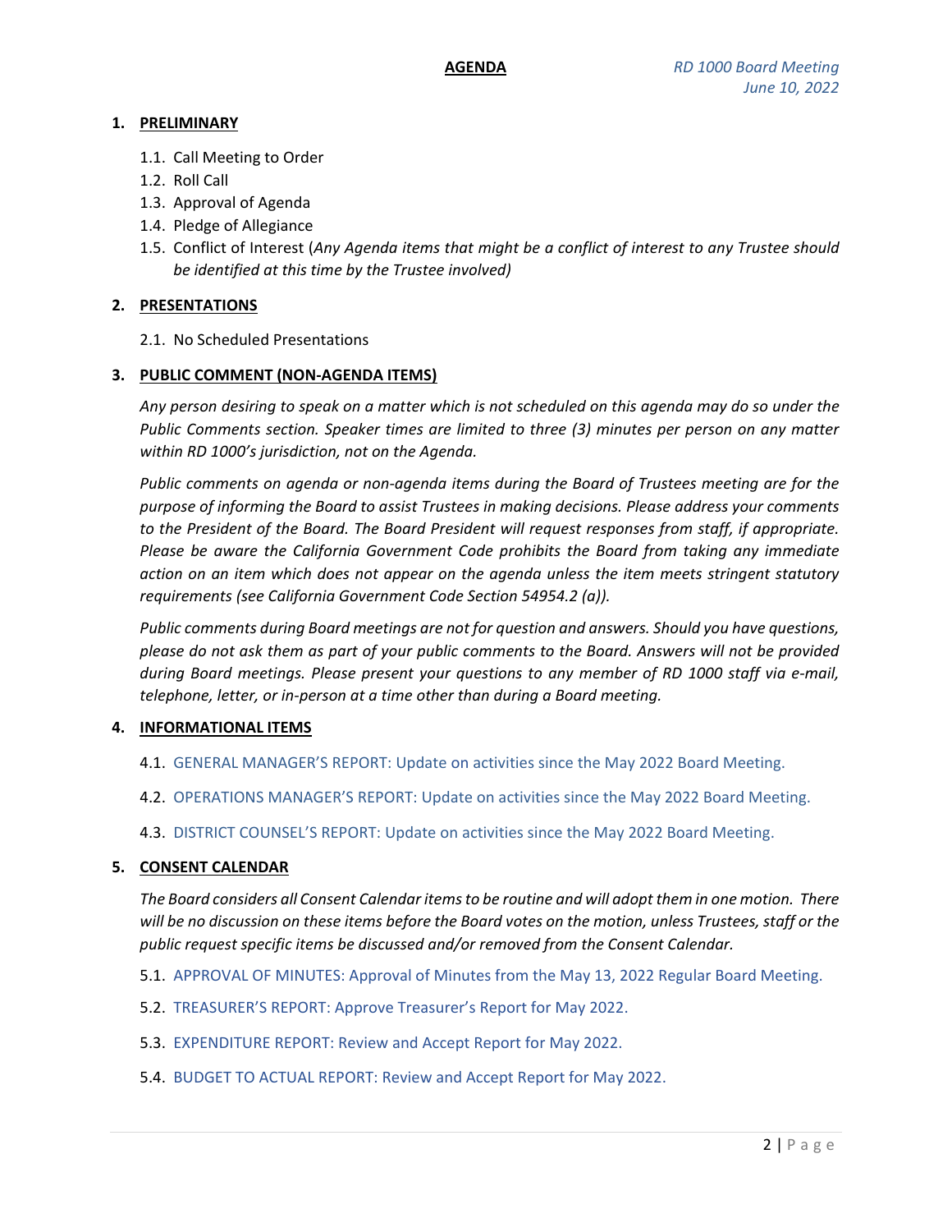**AGENDA** *RD 1000 Board Meeting*
*June 10, 2022*

1. **PRELIMINARY**

   1.1. Call Meeting to Order
   1.2. Roll Call
   1.3. Approval of Agenda
   1.4. Pledge of Allegiance
   1.5. Conflict of Interest (*Any Agenda items that might be a conflict of interest to any Trustee should be identified at this time by the Trustee involved)*

2. **PRESENTATIONS**

   2.1. No Scheduled Presentations

3. **PUBLIC COMMENT (NON-AGENDA ITEMS)**

   *Any person desiring to speak on a matter which is not scheduled on this agenda may do so under the Public Comments section. Speaker times are limited to three (3) minutes per person on any matter within RD 1000's jurisdiction, not on the Agenda.*

   *Public comments on agenda or non-agenda items during the Board of Trustees meeting are for the purpose of informing the Board to assist Trustees in making decisions. Please address your comments to the President of the Board. The Board President will request responses from staff, if appropriate. Please be aware the California Government Code prohibits the Board from taking any immediate action on an item which does not appear on the agenda unless the item meets stringent statutory requirements (see California Government Code Section 54954.2 (a)).*

   *Public comments during Board meetings are not for question and answers. Should you have questions, please do not ask them as part of your public comments to the Board. Answers will not be provided during Board meetings. Please present your questions to any member of RD 1000 staff via e-mail, telephone, letter, or in-person at a time other than during a Board meeting.*

4. **INFORMATIONAL ITEMS**

   4.1. GENERAL MANAGER'S REPORT: Update on activities since the May 2022 Board Meeting.

   4.2. OPERATIONS MANAGER'S REPORT: Update on activities since the May 2022 Board Meeting.

   4.3. DISTRICT COUNSEL'S REPORT: Update on activities since the May 2022 Board Meeting.

5. **CONSENT CALENDAR**

   *The Board considers all Consent Calendar items to be routine and will adopt them in one motion. There will be no discussion on these items before the Board votes on the motion, unless Trustees, staff or the public request specific items be discussed and/or removed from the Consent Calendar.*

   5.1. APPROVAL OF MINUTES: Approval of Minutes from the May 13, 2022 Regular Board Meeting.

   5.2. TREASURER'S REPORT: Approve Treasurer's Report for May 2022.

   5.3. EXPENDITURE REPORT: Review and Accept Report for May 2022.

   5.4. BUDGET TO ACTUAL REPORT: Review and Accept Report for May 2022.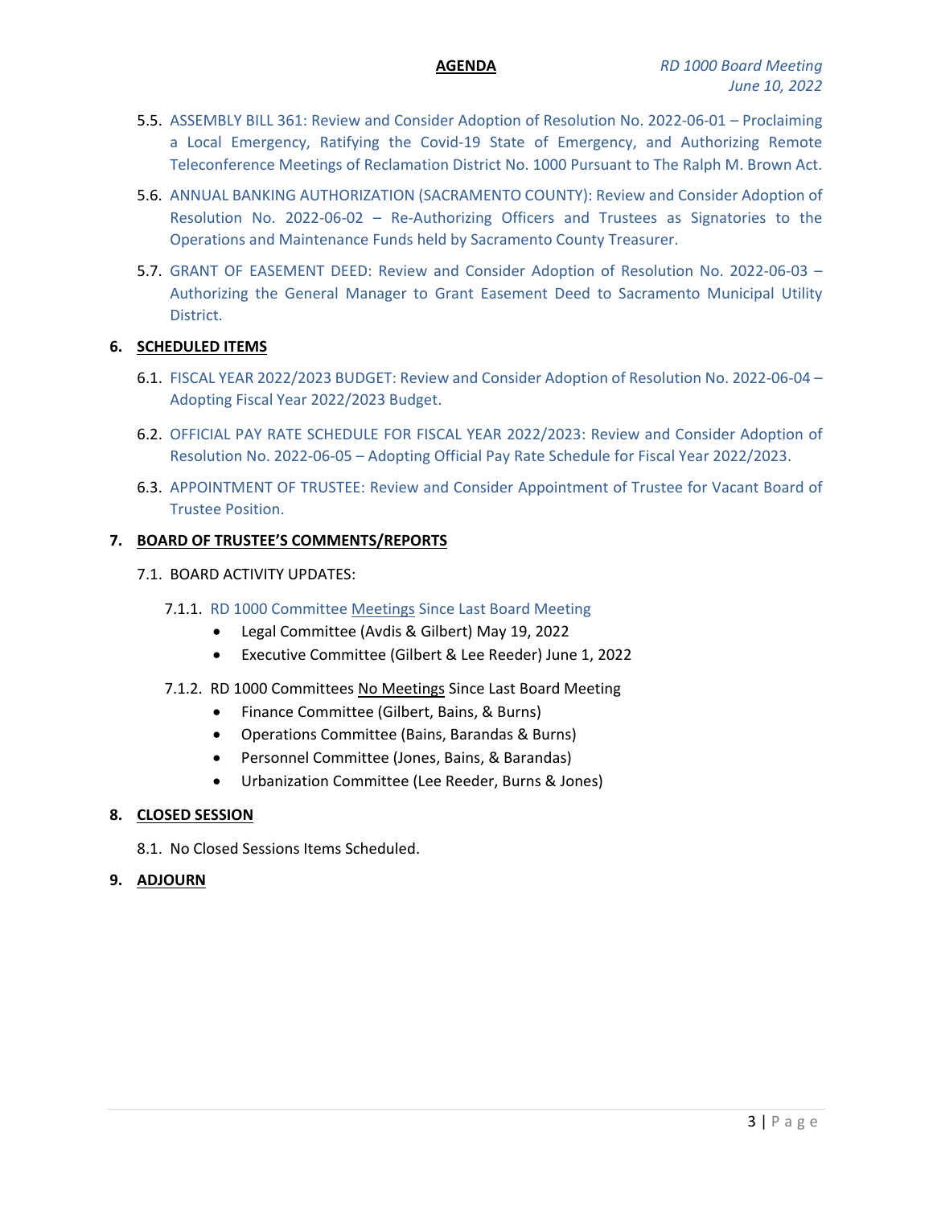5.5. ASSEMBLY BILL 361: Review and Consider Adoption of Resolution No. 2022-06-01 – Proclaiming a Local Emergency, Ratifying the Covid-19 State of Emergency, and Authorizing Remote Teleconference Meetings of Reclamation District No. 1000 Pursuant to The Ralph M. Brown Act.

5.6. ANNUAL BANKING AUTHORIZATION (SACRAMENTO COUNTY): Review and Consider Adoption of Resolution No. 2022-06-02 – Re-Authorizing Officers and Trustees as Signatories to the Operations and Maintenance Funds held by Sacramento County Treasurer.

5.7. GRANT OF EASEMENT DEED: Review and Consider Adoption of Resolution No. 2022-06-03 – Authorizing the General Manager to Grant Easement Deed to Sacramento Municipal Utility District.

## 6. SCHEDULED ITEMS

6.1. FISCAL YEAR 2022/2023 BUDGET: Review and Consider Adoption of Resolution No. 2022-06-04 – Adopting Fiscal Year 2022/2023 Budget.

6.2. OFFICIAL PAY RATE SCHEDULE FOR FISCAL YEAR 2022/2023: Review and Consider Adoption of Resolution No. 2022-06-05 – Adopting Official Pay Rate Schedule for Fiscal Year 2022/2023.

6.3. APPOINTMENT OF TRUSTEE: Review and Consider Appointment of Trustee for Vacant Board of Trustee Position.

## 7. BOARD OF TRUSTEE'S COMMENTS/REPORTS

7.1. BOARD ACTIVITY UPDATES:

7.1.1. RD 1000 Committee Meetings Since Last Board Meeting

- Legal Committee (Avdis & Gilbert) May 19, 2022
- Executive Committee (Gilbert & Lee Reeder) June 1, 2022

7.1.2. RD 1000 Committees No Meetings Since Last Board Meeting

- Finance Committee (Gilbert, Bains, & Burns)
- Operations Committee (Bains, Barandas & Burns)
- Personnel Committee (Jones, Bains, & Barandas)
- Urbanization Committee (Lee Reeder, Burns & Jones)

## 8. CLOSED SESSION

8.1. No Closed Sessions Items Scheduled.

## 9. ADJOURN